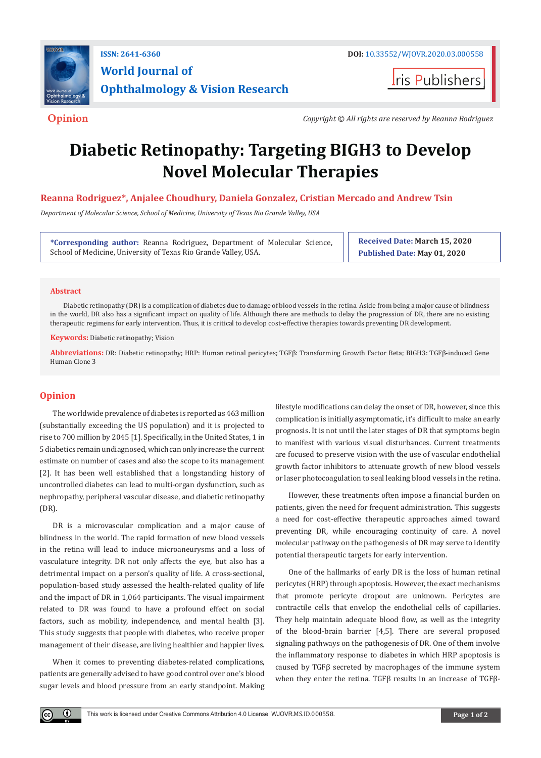Opinion

Copyright © All rights are reserved by Reanna Rodriguez

# Diabetic Retinopathy: Targeting BIGH3 to Develop Novel Molecular Therapies

**Reanna Rodriguez\*, Anjalee Choudhury, Daniela Gonzalez, Cristian Mercado and Andrew Tsin**

*Department of Molecular Science, School of Medicine, University of Texas Rio Grande Valley, USA*

**\*Corresponding author:** Reanna Rodriguez, Department of Molecular Science, School of Medicine, University of Texas Rio Grande Valley, USA.

**Received Date:** March 15, 2020
**Published Date:** May 01, 2020

## Abstract

Diabetic retinopathy (DR) is a complication of diabetes due to damage of blood vessels in the retina. Aside from being a major cause of blindness in the world, DR also has a significant impact on quality of life. Although there are methods to delay the progression of DR, there are no existing therapeutic regimens for early intervention. Thus, it is critical to develop cost-effective therapies towards preventing DR development.

**Keywords:** Diabetic retinopathy; Vision

**Abbreviations:** DR: Diabetic retinopathy; HRP: Human retinal pericytes; TGFβ: Transforming Growth Factor Beta; BIGH3: TGFβ-induced Gene Human Clone 3

## Opinion

The worldwide prevalence of diabetes is reported as 463 million (substantially exceeding the US population) and it is projected to rise to 700 million by 2045 [1]. Specifically, in the United States, 1 in 5 diabetics remain undiagnosed, which can only increase the current estimate on number of cases and also the scope to its management [2]. It has been well established that a longstanding history of uncontrolled diabetes can lead to multi-organ dysfunction, such as nephropathy, peripheral vascular disease, and diabetic retinopathy (DR).

DR is a microvascular complication and a major cause of blindness in the world. The rapid formation of new blood vessels in the retina will lead to induce microaneurysms and a loss of vasculature integrity. DR not only affects the eye, but also has a detrimental impact on a person's quality of life. A cross-sectional, population-based study assessed the health-related quality of life and the impact of DR in 1,064 participants. The visual impairment related to DR was found to have a profound effect on social factors, such as mobility, independence, and mental health [3]. This study suggests that people with diabetes, who receive proper management of their disease, are living healthier and happier lives.

When it comes to preventing diabetes-related complications, patients are generally advised to have good control over one's blood sugar levels and blood pressure from an early standpoint. Making lifestyle modifications can delay the onset of DR, however, since this complication is initially asymptomatic, it's difficult to make an early prognosis. It is not until the later stages of DR that symptoms begin to manifest with various visual disturbances. Current treatments are focused to preserve vision with the use of vascular endothelial growth factor inhibitors to attenuate growth of new blood vessels or laser photocoagulation to seal leaking blood vessels in the retina.

However, these treatments often impose a financial burden on patients, given the need for frequent administration. This suggests a need for cost-effective therapeutic approaches aimed toward preventing DR, while encouraging continuity of care. A novel molecular pathway on the pathogenesis of DR may serve to identify potential therapeutic targets for early intervention.

One of the hallmarks of early DR is the loss of human retinal pericytes (HRP) through apoptosis. However, the exact mechanisms that promote pericyte dropout are unknown. Pericytes are contractile cells that envelop the endothelial cells of capillaries. They help maintain adequate blood flow, as well as the integrity of the blood-brain barrier [4,5]. There are several proposed signaling pathways on the pathogenesis of DR. One of them involve the inflammatory response to diabetes in which HRP apoptosis is caused by TGFβ secreted by macrophages of the immune system when they enter the retina. TGFβ results in an increase of TGFβ-

This work is licensed under Creative Commons Attribution 4.0 License | WJOVR.MS.ID.000558.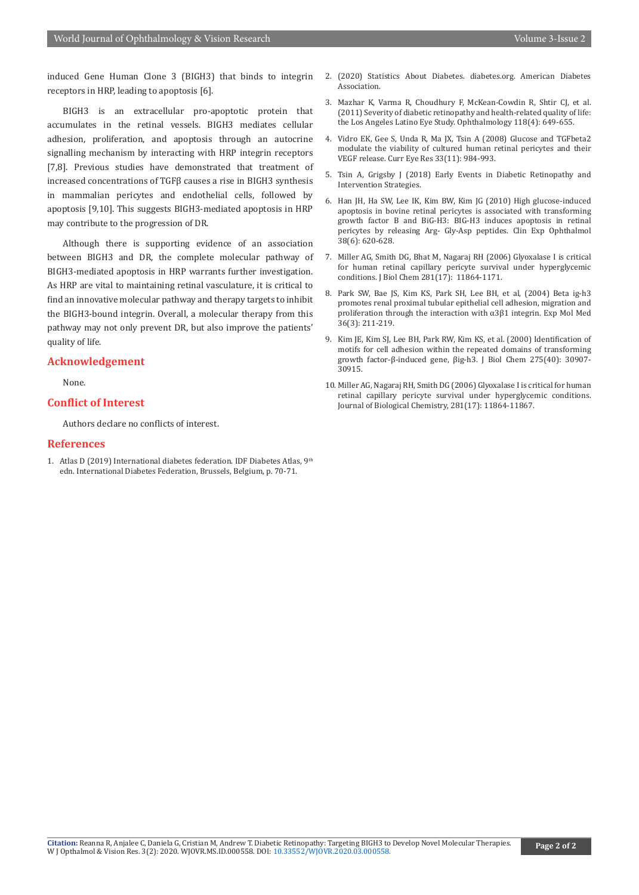induced Gene Human Clone 3 (BIGH3) that binds to integrin receptors in HRP, leading to apoptosis [6].

BIGH3 is an extracellular pro-apoptotic protein that accumulates in the retinal vessels. BIGH3 mediates cellular adhesion, proliferation, and apoptosis through an autocrine signalling mechanism by interacting with HRP integrin receptors [7,8]. Previous studies have demonstrated that treatment of increased concentrations of TGFβ causes a rise in BIGH3 synthesis in mammalian pericytes and endothelial cells, followed by apoptosis [9,10]. This suggests BIGH3-mediated apoptosis in HRP may contribute to the progression of DR.

Although there is supporting evidence of an association between BIGH3 and DR, the complete molecular pathway of BIGH3-mediated apoptosis in HRP warrants further investigation. As HRP are vital to maintaining retinal vasculature, it is critical to find an innovative molecular pathway and therapy targets to inhibit the BIGH3-bound integrin. Overall, a molecular therapy from this pathway may not only prevent DR, but also improve the patients' quality of life.

## Acknowledgement

None.

## Conflict of Interest

Authors declare no conflicts of interest.

## References

1. Atlas D (2019) International diabetes federation. IDF Diabetes Atlas, 9th edn. International Diabetes Federation, Brussels, Belgium, p. 70-71.
2. (2020) Statistics About Diabetes. diabetes.org. American Diabetes Association.
3. Mazhar K, Varma R, Choudhury F, McKean-Cowdin R, Shtir CJ, et al. (2011) Severity of diabetic retinopathy and health-related quality of life: the Los Angeles Latino Eye Study. Ophthalmology 118(4): 649-655.
4. Vidro EK, Gee S, Unda R, Ma JX, Tsin A (2008) Glucose and TGFbeta2 modulate the viability of cultured human retinal pericytes and their VEGF release. Curr Eye Res 33(11): 984-993.
5. Tsin A, Grigsby J (2018) Early Events in Diabetic Retinopathy and Intervention Strategies.
6. Han JH, Ha SW, Lee IK, Kim BW, Kim JG (2010) High glucose-induced apoptosis in bovine retinal pericytes is associated with transforming growth factor B and BiG-H3: BIG-H3 induces apoptosis in retinal pericytes by releasing Arg- Gly-Asp peptides. Clin Exp Ophthalmol 38(6): 620-628.
7. Miller AG, Smith DG, Bhat M, Nagaraj RH (2006) Glyoxalase I is critical for human retinal capillary pericyte survival under hyperglycemic conditions. J Biol Chem 281(17): 11864-1171.
8. Park SW, Bae JS, Kim KS, Park SH, Lee BH, et al, (2004) Beta ig-h3 promotes renal proximal tubular epithelial cell adhesion, migration and proliferation through the interaction with α3β1 integrin. Exp Mol Med 36(3): 211-219.
9. Kim JE, Kim SJ, Lee BH, Park RW, Kim KS, et al. (2000) Identification of motifs for cell adhesion within the repeated domains of transforming growth factor-β-induced gene, βig-h3. J Biol Chem 275(40): 30907-30915.
10. Miller AG, Nagaraj RH, Smith DG (2006) Glyoxalase I is critical for human retinal capillary pericyte survival under hyperglycemic conditions. Journal of Biological Chemistry, 281(17): 11864-11867.

**Citation:** Reanna R, Anjalee C, Daniela G, Cristian M, Andrew T. Diabetic Retinopathy: Targeting BIGH3 to Develop Novel Molecular Therapies. W J Opthalmol & Vision Res. 3(2): 2020. WJOVR.MS.ID.000558. DOI: 10.33552/WJOVR.2020.03.000558.